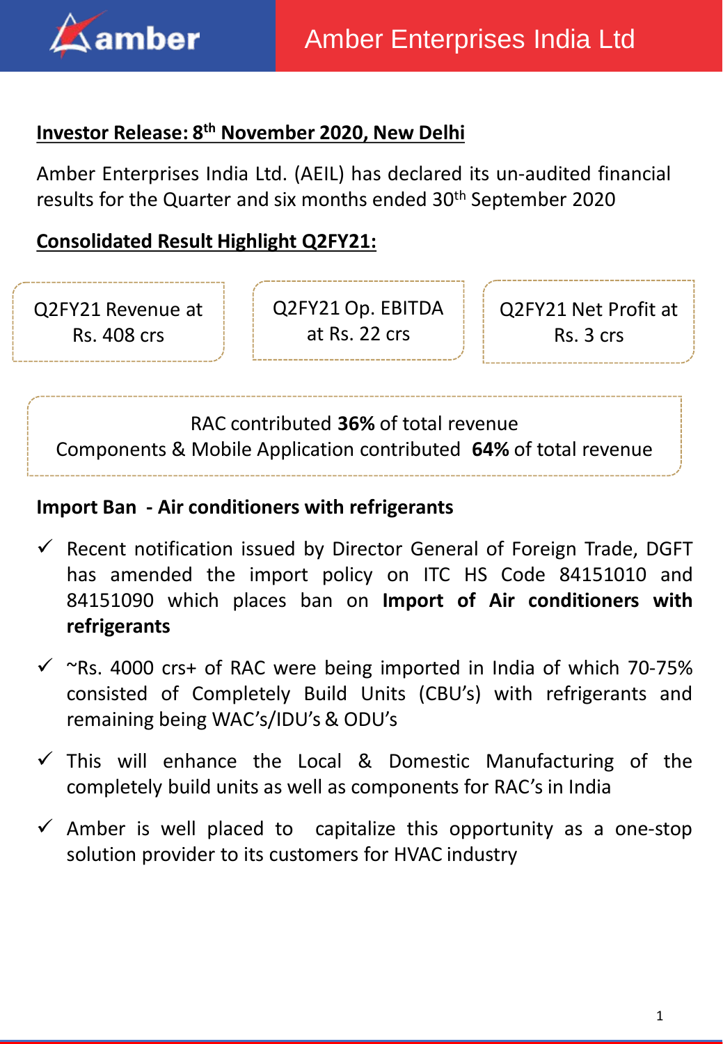Amber Enterprises India Ltd

**Investor Release: 8th November 2020, New Delhi**

Amber Enterprises India Ltd. (AEIL) has declared its un-audited financial results for the Quarter and six months ended 30th September 2020

**Consolidated Result Highlight Q2FY21:**

Q2FY21 Revenue at Rs. 408 crs

Q2FY21 Op. EBITDA at Rs. 22 crs

Q2FY21 Net Profit at Rs. 3 crs

RAC contributed **36%** of total revenue
Components & Mobile Application contributed **64%** of total revenue

**Import Ban - Air conditioners with refrigerants**

- ✓ Recent notification issued by Director General of Foreign Trade, DGFT has amended the import policy on ITC HS Code 84151010 and 84151090 which places ban on **Import of Air conditioners with refrigerants**
- ✓ ~Rs. 4000 crs+ of RAC were being imported in India of which 70-75% consisted of Completely Build Units (CBU's) with refrigerants and remaining being WAC's/IDU's & ODU's
- ✓ This will enhance the Local & Domestic Manufacturing of the completely build units as well as components for RAC's in India
- ✓ Amber is well placed to capitalize this opportunity as a one-stop solution provider to its customers for HVAC industry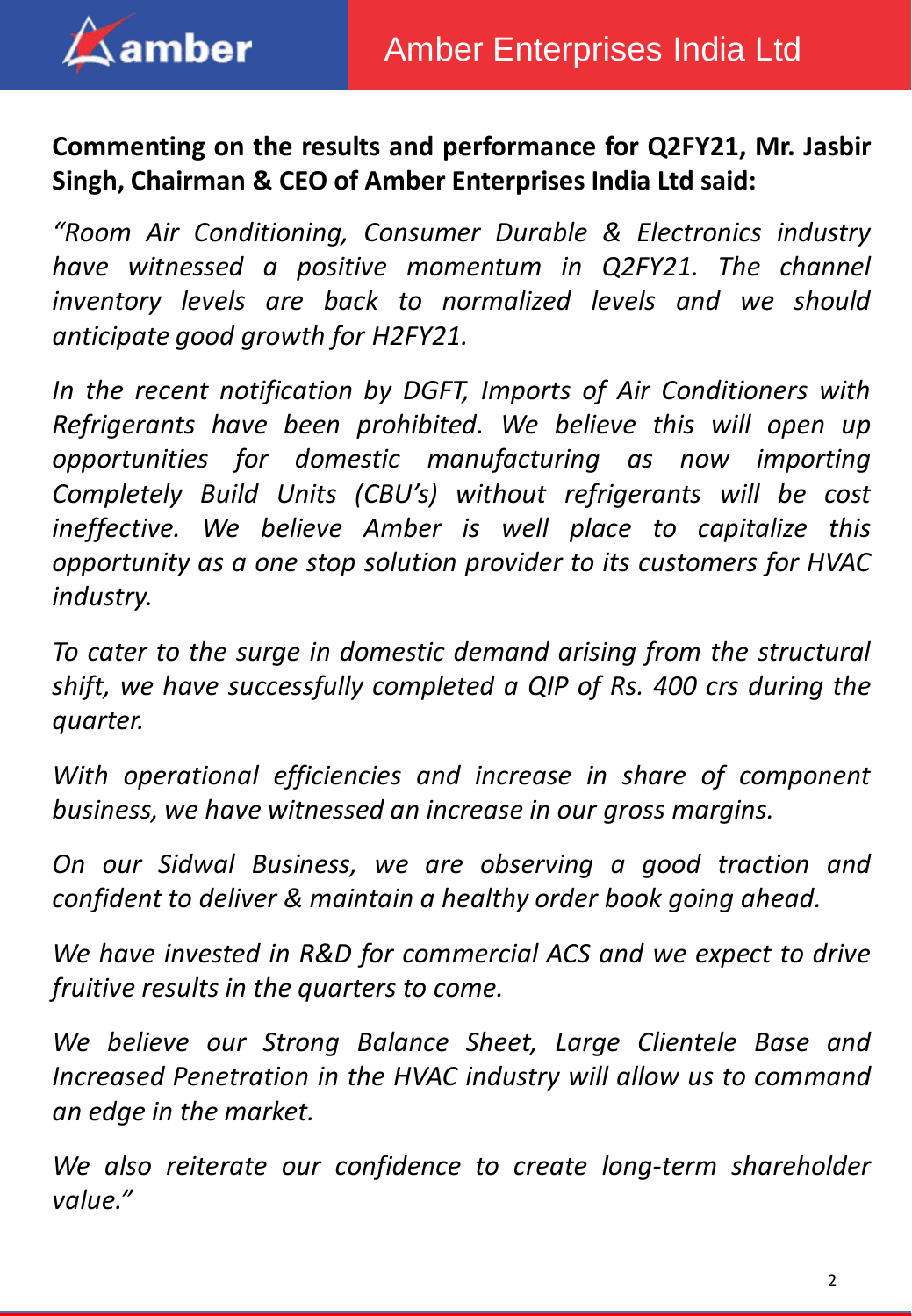**Commenting on the results and performance for Q2FY21, Mr. Jasbir Singh, Chairman & CEO of Amber Enterprises India Ltd said:**

*"Room Air Conditioning, Consumer Durable & Electronics industry have witnessed a positive momentum in Q2FY21. The channel inventory levels are back to normalized levels and we should anticipate good growth for H2FY21.*

*In the recent notification by DGFT, Imports of Air Conditioners with Refrigerants have been prohibited. We believe this will open up opportunities for domestic manufacturing as now importing Completely Build Units (CBU's) without refrigerants will be cost ineffective. We believe Amber is well place to capitalize this opportunity as a one stop solution provider to its customers for HVAC industry.*

*To cater to the surge in domestic demand arising from the structural shift, we have successfully completed a QIP of Rs. 400 crs during the quarter.*

*With operational efficiencies and increase in share of component business, we have witnessed an increase in our gross margins.*

*On our Sidwal Business, we are observing a good traction and confident to deliver & maintain a healthy order book going ahead.*

*We have invested in R&D for commercial ACS and we expect to drive fruitive results in the quarters to come.*

*We believe our Strong Balance Sheet, Large Clientele Base and Increased Penetration in the HVAC industry will allow us to command an edge in the market.*

*We also reiterate our confidence to create long-term shareholder value."*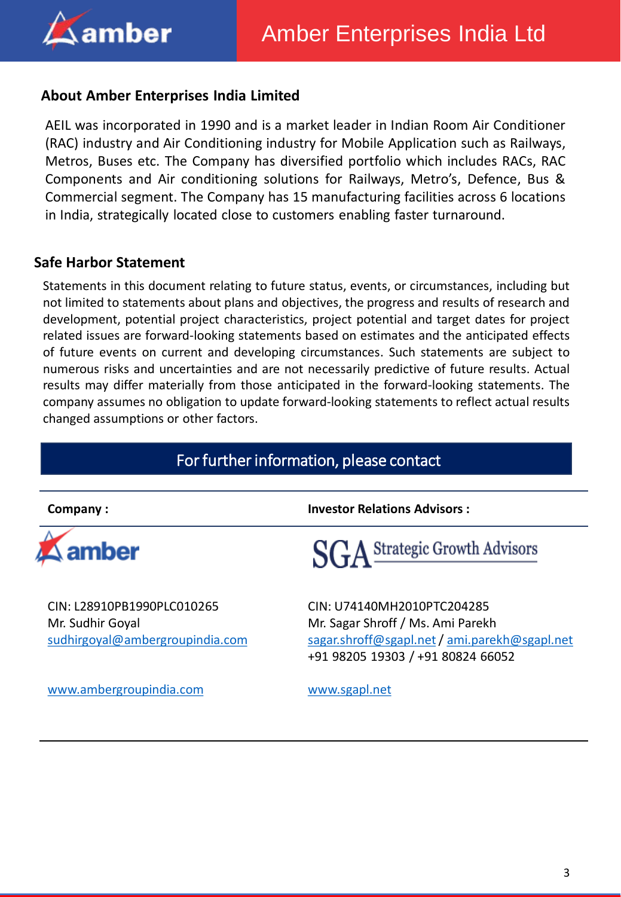## About Amber Enterprises India Limited

AEIL was incorporated in 1990 and is a market leader in Indian Room Air Conditioner (RAC) industry and Air Conditioning industry for Mobile Application such as Railways, Metros, Buses etc. The Company has diversified portfolio which includes RACs, RAC Components and Air conditioning solutions for Railways, Metro's, Defence, Bus & Commercial segment. The Company has 15 manufacturing facilities across 6 locations in India, strategically located close to customers enabling faster turnaround.

## Safe Harbor Statement

Statements in this document relating to future status, events, or circumstances, including but not limited to statements about plans and objectives, the progress and results of research and development, potential project characteristics, project potential and target dates for project related issues are forward-looking statements based on estimates and the anticipated effects of future events on current and developing circumstances. Such statements are subject to numerous risks and uncertainties and are not necessarily predictive of future results. Actual results may differ materially from those anticipated in the forward-looking statements. The company assumes no obligation to update forward-looking statements to reflect actual results changed assumptions or other factors.

## For further information, please contact

| Company : | Investor Relations Advisors : |
| --- | --- |
| amber | SGA Strategic Growth Advisors |
| CIN: L28910PB1990PLC010265<br>Mr. Sudhir Goyal<br>sudhirgoyal@ambergroupindia.com | CIN: U74140MH2010PTC204285<br>Mr. Sagar Shroff / Ms. Ami Parekh<br>sagar.shroff@sgapl.net / ami.parekh@sgapl.net<br>+91 98205 19303 / +91 80824 66052 |
| www.ambergroupindia.com | www.sgapl.net |